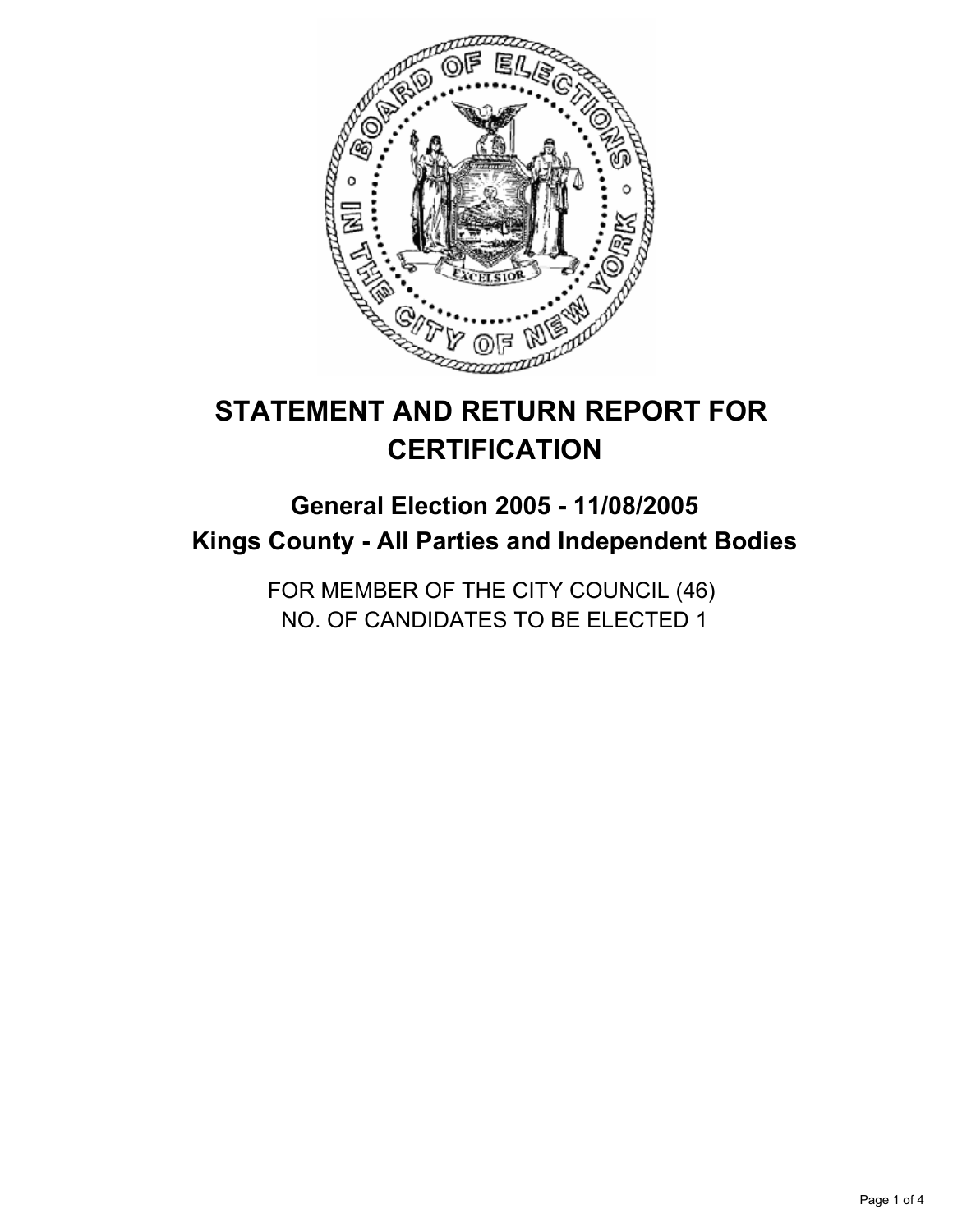# STATEMENT AND RETURN REPORT FOR CERTIFICATION

## General Election 2005 - 11/08/2005
## Kings County - All Parties and Independent Bodies

FOR MEMBER OF THE CITY COUNCIL (46)
NO. OF CANDIDATES TO BE ELECTED 1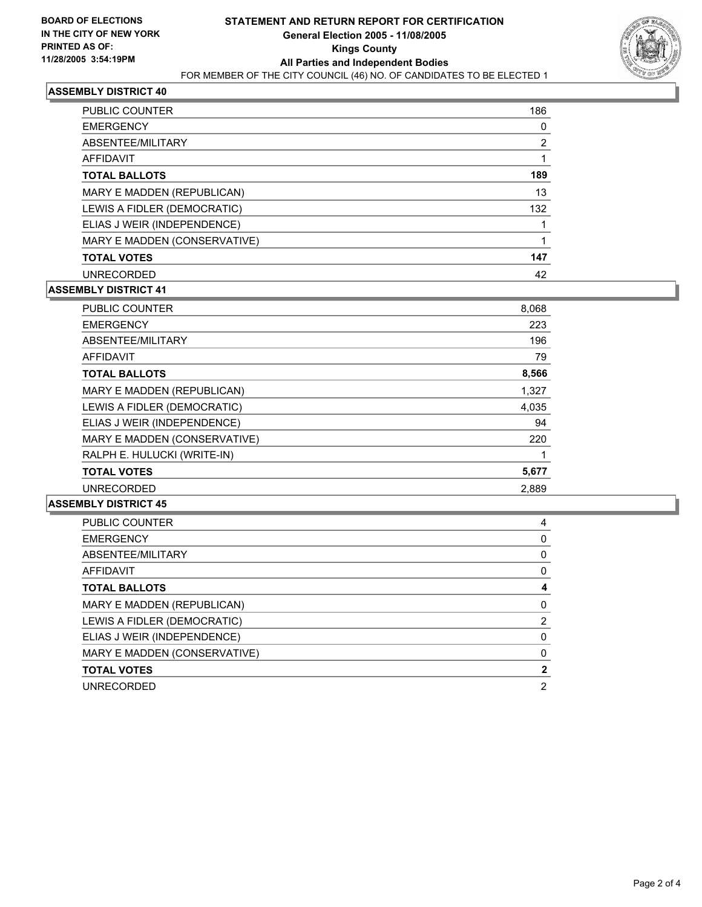**BOARD OF ELECTIONS IN THE CITY OF NEW YORK**
**PRINTED AS OF: 11/28/2005 3:54:19PM**

# STATEMENT AND RETURN REPORT FOR CERTIFICATION
## General Election 2005 - 11/08/2005
## Kings County
## All Parties and Independent Bodies
FOR MEMBER OF THE CITY COUNCIL (46) NO. OF CANDIDATES TO BE ELECTED 1

### ASSEMBLY DISTRICT 40

| | |
|---|---|
| PUBLIC COUNTER | 186 |
| EMERGENCY | 0 |
| ABSENTEE/MILITARY | 2 |
| AFFIDAVIT | 1 |
| **TOTAL BALLOTS** | **189** |
| MARY E MADDEN (REPUBLICAN) | 13 |
| LEWIS A FIDLER (DEMOCRATIC) | 132 |
| ELIAS J WEIR (INDEPENDENCE) | 1 |
| MARY E MADDEN (CONSERVATIVE) | 1 |
| **TOTAL VOTES** | **147** |
| UNRECORDED | 42 |

### ASSEMBLY DISTRICT 41

| | |
|---|---|
| PUBLIC COUNTER | 8,068 |
| EMERGENCY | 223 |
| ABSENTEE/MILITARY | 196 |
| AFFIDAVIT | 79 |
| **TOTAL BALLOTS** | **8,566** |
| MARY E MADDEN (REPUBLICAN) | 1,327 |
| LEWIS A FIDLER (DEMOCRATIC) | 4,035 |
| ELIAS J WEIR (INDEPENDENCE) | 94 |
| MARY E MADDEN (CONSERVATIVE) | 220 |
| RALPH E. HULUCKI (WRITE-IN) | 1 |
| **TOTAL VOTES** | **5,677** |
| UNRECORDED | 2,889 |

### ASSEMBLY DISTRICT 45

| | |
|---|---|
| PUBLIC COUNTER | 4 |
| EMERGENCY | 0 |
| ABSENTEE/MILITARY | 0 |
| AFFIDAVIT | 0 |
| **TOTAL BALLOTS** | **4** |
| MARY E MADDEN (REPUBLICAN) | 0 |
| LEWIS A FIDLER (DEMOCRATIC) | 2 |
| ELIAS J WEIR (INDEPENDENCE) | 0 |
| MARY E MADDEN (CONSERVATIVE) | 0 |
| **TOTAL VOTES** | **2** |
| UNRECORDED | 2 |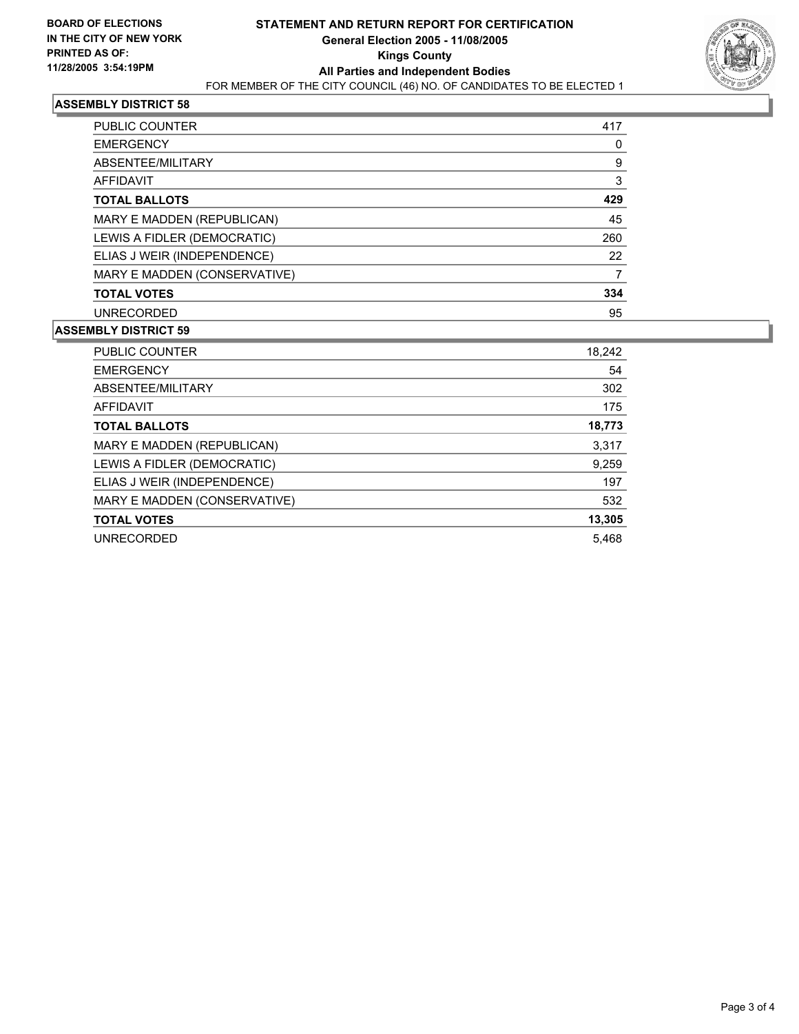**BOARD OF ELECTIONS IN THE CITY OF NEW YORK**
**PRINTED AS OF: 11/28/2005 3:54:19PM**

# STATEMENT AND RETURN REPORT FOR CERTIFICATION
## General Election 2005 - 11/08/2005
## Kings County
## All Parties and Independent Bodies

FOR MEMBER OF THE CITY COUNCIL (46) NO. OF CANDIDATES TO BE ELECTED 1

### ASSEMBLY DISTRICT 58

| | |
|---|---|
| PUBLIC COUNTER | 417 |
| EMERGENCY | 0 |
| ABSENTEE/MILITARY | 9 |
| AFFIDAVIT | 3 |
| **TOTAL BALLOTS** | **429** |
| MARY E MADDEN (REPUBLICAN) | 45 |
| LEWIS A FIDLER (DEMOCRATIC) | 260 |
| ELIAS J WEIR (INDEPENDENCE) | 22 |
| MARY E MADDEN (CONSERVATIVE) | 7 |
| **TOTAL VOTES** | **334** |
| UNRECORDED | 95 |

### ASSEMBLY DISTRICT 59

| | |
|---|---|
| PUBLIC COUNTER | 18,242 |
| EMERGENCY | 54 |
| ABSENTEE/MILITARY | 302 |
| AFFIDAVIT | 175 |
| **TOTAL BALLOTS** | **18,773** |
| MARY E MADDEN (REPUBLICAN) | 3,317 |
| LEWIS A FIDLER (DEMOCRATIC) | 9,259 |
| ELIAS J WEIR (INDEPENDENCE) | 197 |
| MARY E MADDEN (CONSERVATIVE) | 532 |
| **TOTAL VOTES** | **13,305** |
| UNRECORDED | 5,468 |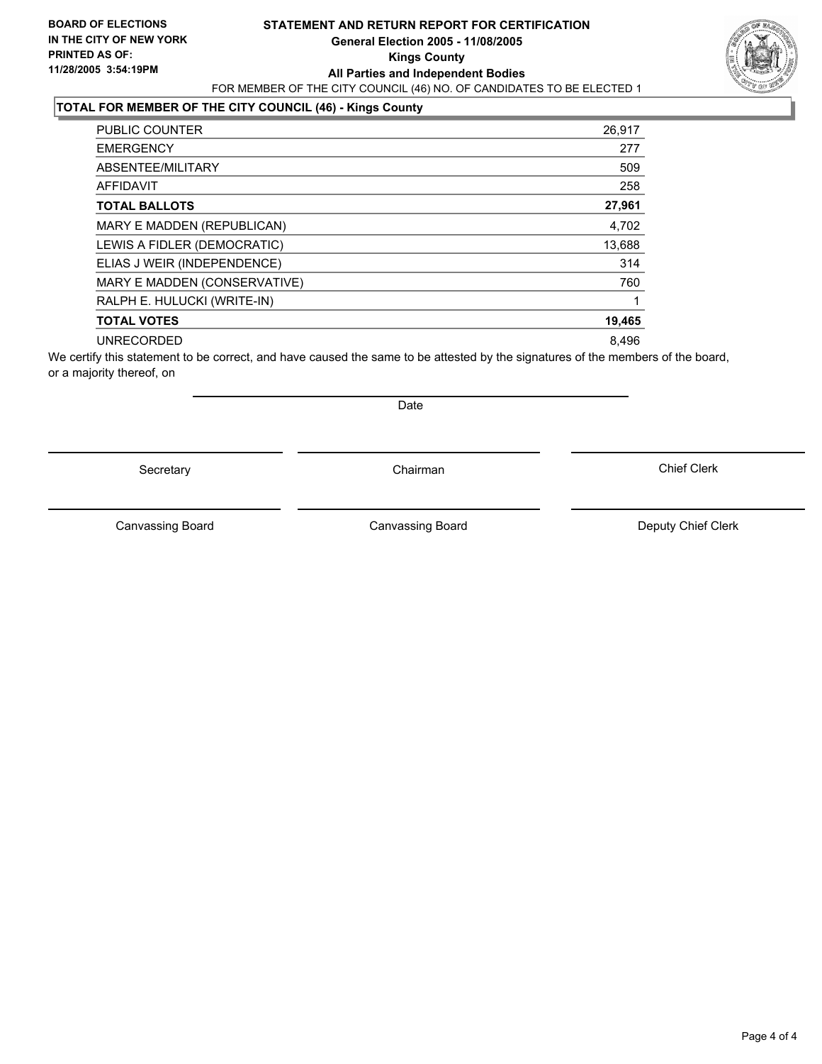**BOARD OF ELECTIONS IN THE CITY OF NEW YORK PRINTED AS OF: 11/28/2005 3:54:19PM**

**STATEMENT AND RETURN REPORT FOR CERTIFICATION**
**General Election 2005 - 11/08/2005**
**Kings County**
**All Parties and Independent Bodies**

FOR MEMBER OF THE CITY COUNCIL (46) NO. OF CANDIDATES TO BE ELECTED 1

**TOTAL FOR MEMBER OF THE CITY COUNCIL (46) - Kings County**

| | |
|---|---|
| PUBLIC COUNTER | 26,917 |
| EMERGENCY | 277 |
| ABSENTEE/MILITARY | 509 |
| AFFIDAVIT | 258 |
| **TOTAL BALLOTS** | **27,961** |
| MARY E MADDEN (REPUBLICAN) | 4,702 |
| LEWIS A FIDLER (DEMOCRATIC) | 13,688 |
| ELIAS J WEIR (INDEPENDENCE) | 314 |
| MARY E MADDEN (CONSERVATIVE) | 760 |
| RALPH E. HULUCKI (WRITE-IN) | 1 |
| **TOTAL VOTES** | **19,465** |
| UNRECORDED | 8,496 |

We certify this statement to be correct, and have caused the same to be attested by the signatures of the members of the board, or a majority thereof, on

Date

Secretary

Chairman

Chief Clerk

Canvassing Board

Canvassing Board

Deputy Chief Clerk